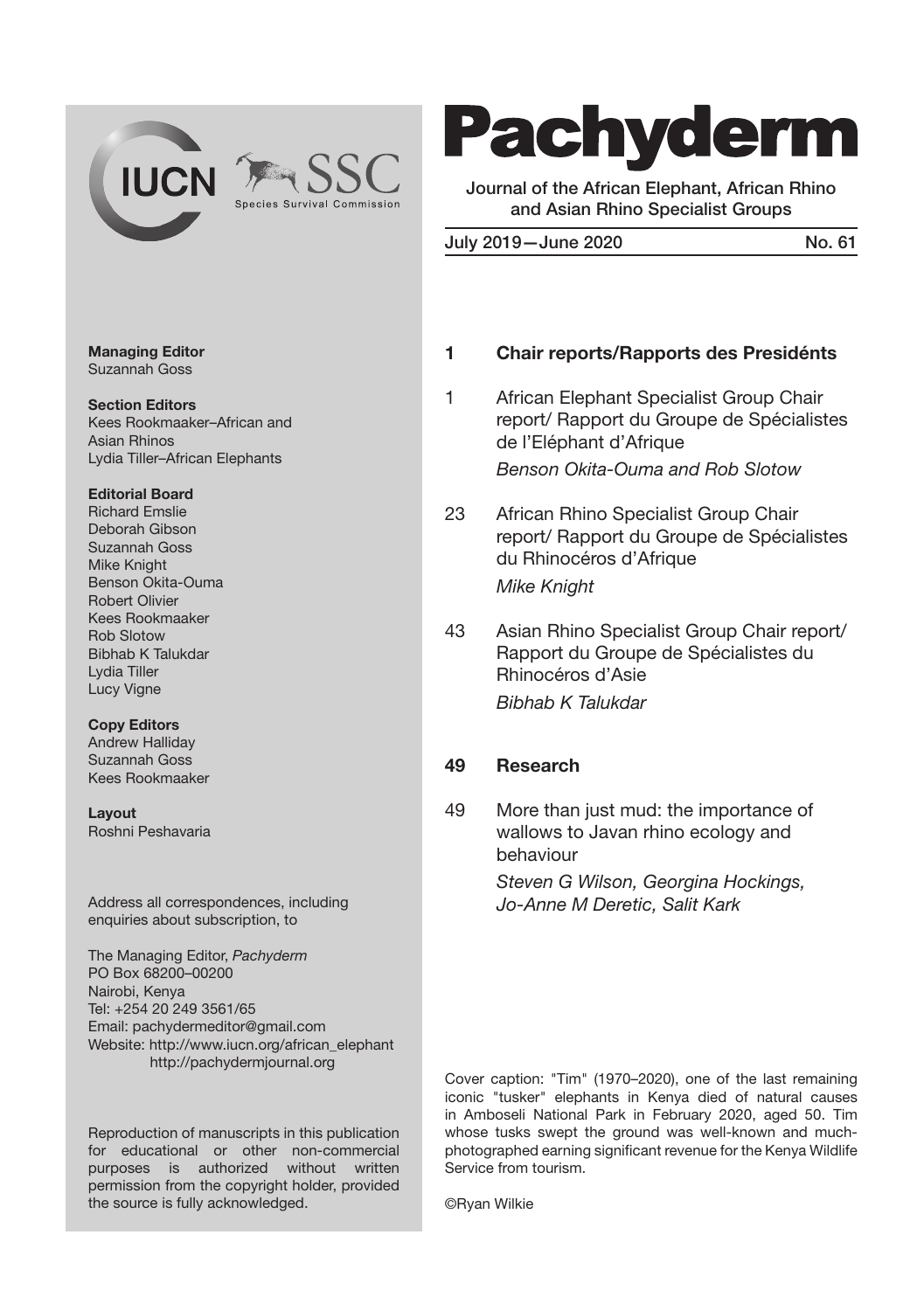# Pachyderm

Journal of the African Elephant, African Rhino and Asian Rhino Specialist Groups

July 2019—June 2020 No. 61

IUCN SSC Species Survival Commission

**Managing Editor**
Suzannah Goss

**Section Editors**
Kees Rookmaaker–African and Asian Rhinos
Lydia Tiller–African Elephants

**Editorial Board**
Richard Emslie
Deborah Gibson
Suzannah Goss
Mike Knight
Benson Okita-Ouma
Robert Olivier
Kees Rookmaaker
Rob Slotow
Bibhab K Talukdar
Lydia Tiller
Lucy Vigne

**Copy Editors**
Andrew Halliday
Suzannah Goss
Kees Rookmaaker

**Layout**
Roshni Peshavaria

Address all correspondences, including enquiries about subscription, to

The Managing Editor, *Pachyderm*
PO Box 68200–00200
Nairobi, Kenya
Tel: +254 20 249 3561/65
Email: pachydermeditor@gmail.com
Website: http://www.iucn.org/african_elephant
http://pachydermjournal.org

Reproduction of manuscripts in this publication for educational or other non-commercial purposes is authorized without written permission from the copyright holder, provided the source is fully acknowledged.

**1 Chair reports/Rapports des Presidénts**

1 African Elephant Specialist Group Chair report/ Rapport du Groupe de Spécialistes de l'Eléphant d'Afrique
*Benson Okita-Ouma and Rob Slotow*

23 African Rhino Specialist Group Chair report/ Rapport du Groupe de Spécialistes du Rhinocéros d'Afrique
*Mike Knight*

43 Asian Rhino Specialist Group Chair report/ Rapport du Groupe de Spécialistes du Rhinocéros d'Asie
*Bibhab K Talukdar*

**49 Research**

49 More than just mud: the importance of wallows to Javan rhino ecology and behaviour
*Steven G Wilson, Georgina Hockings, Jo-Anne M Deretic, Salit Kark*

Cover caption: "Tim" (1970–2020), one of the last remaining iconic "tusker" elephants in Kenya died of natural causes in Amboseli National Park in February 2020, aged 50. Tim whose tusks swept the ground was well-known and much-photographed earning significant revenue for the Kenya Wildlife Service from tourism.

©Ryan Wilkie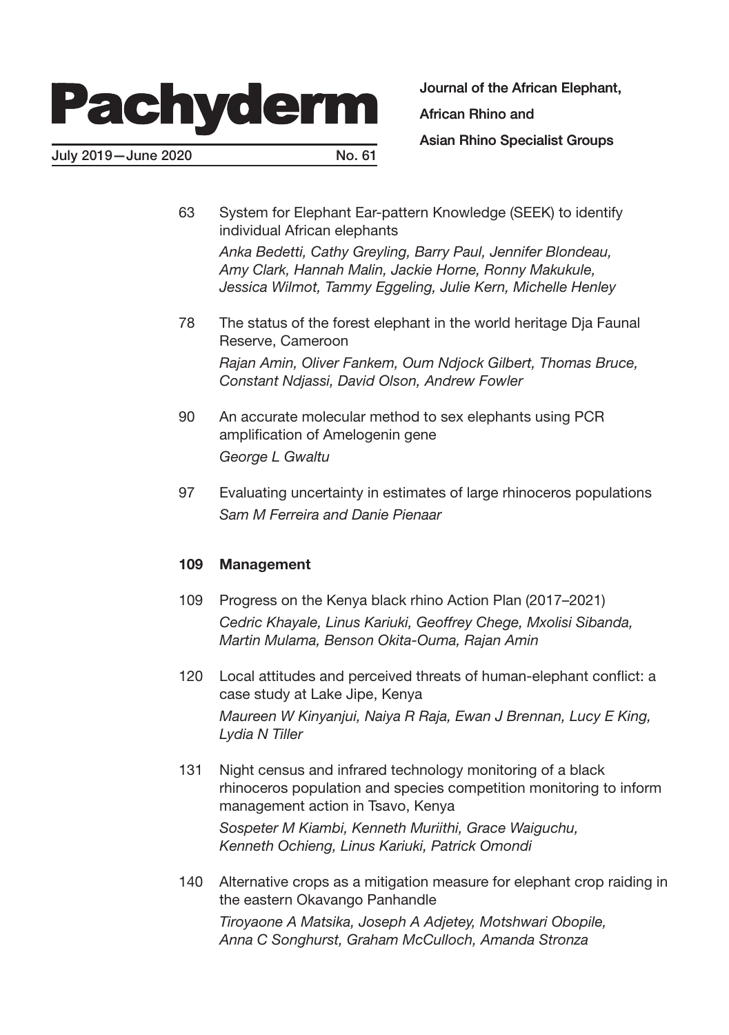# Pachyderm

July 2019—June 2020 No. 61

**Journal of the African Elephant, African Rhino and Asian Rhino Specialist Groups**

63 System for Elephant Ear-pattern Knowledge (SEEK) to identify individual African elephants
*Anka Bedetti, Cathy Greyling, Barry Paul, Jennifer Blondeau, Amy Clark, Hannah Malin, Jackie Horne, Ronny Makukule, Jessica Wilmot, Tammy Eggeling, Julie Kern, Michelle Henley*

78 The status of the forest elephant in the world heritage Dja Faunal Reserve, Cameroon
*Rajan Amin, Oliver Fankem, Oum Ndjock Gilbert, Thomas Bruce, Constant Ndjassi, David Olson, Andrew Fowler*

90 An accurate molecular method to sex elephants using PCR amplification of Amelogenin gene
*George L Gwaltu*

97 Evaluating uncertainty in estimates of large rhinoceros populations
*Sam M Ferreira and Danie Pienaar*

**109 Management**

109 Progress on the Kenya black rhino Action Plan (2017–2021)
*Cedric Khayale, Linus Kariuki, Geoffrey Chege, Mxolisi Sibanda, Martin Mulama, Benson Okita-Ouma, Rajan Amin*

120 Local attitudes and perceived threats of human-elephant conflict: a case study at Lake Jipe, Kenya
*Maureen W Kinyanjui, Naiya R Raja, Ewan J Brennan, Lucy E King, Lydia N Tiller*

131 Night census and infrared technology monitoring of a black rhinoceros population and species competition monitoring to inform management action in Tsavo, Kenya
*Sospeter M Kiambi, Kenneth Muriithi, Grace Waiguchu, Kenneth Ochieng, Linus Kariuki, Patrick Omondi*

140 Alternative crops as a mitigation measure for elephant crop raiding in the eastern Okavango Panhandle
*Tiroyaone A Matsika, Joseph A Adjetey, Motshwari Obopile, Anna C Songhurst, Graham McCulloch, Amanda Stronza*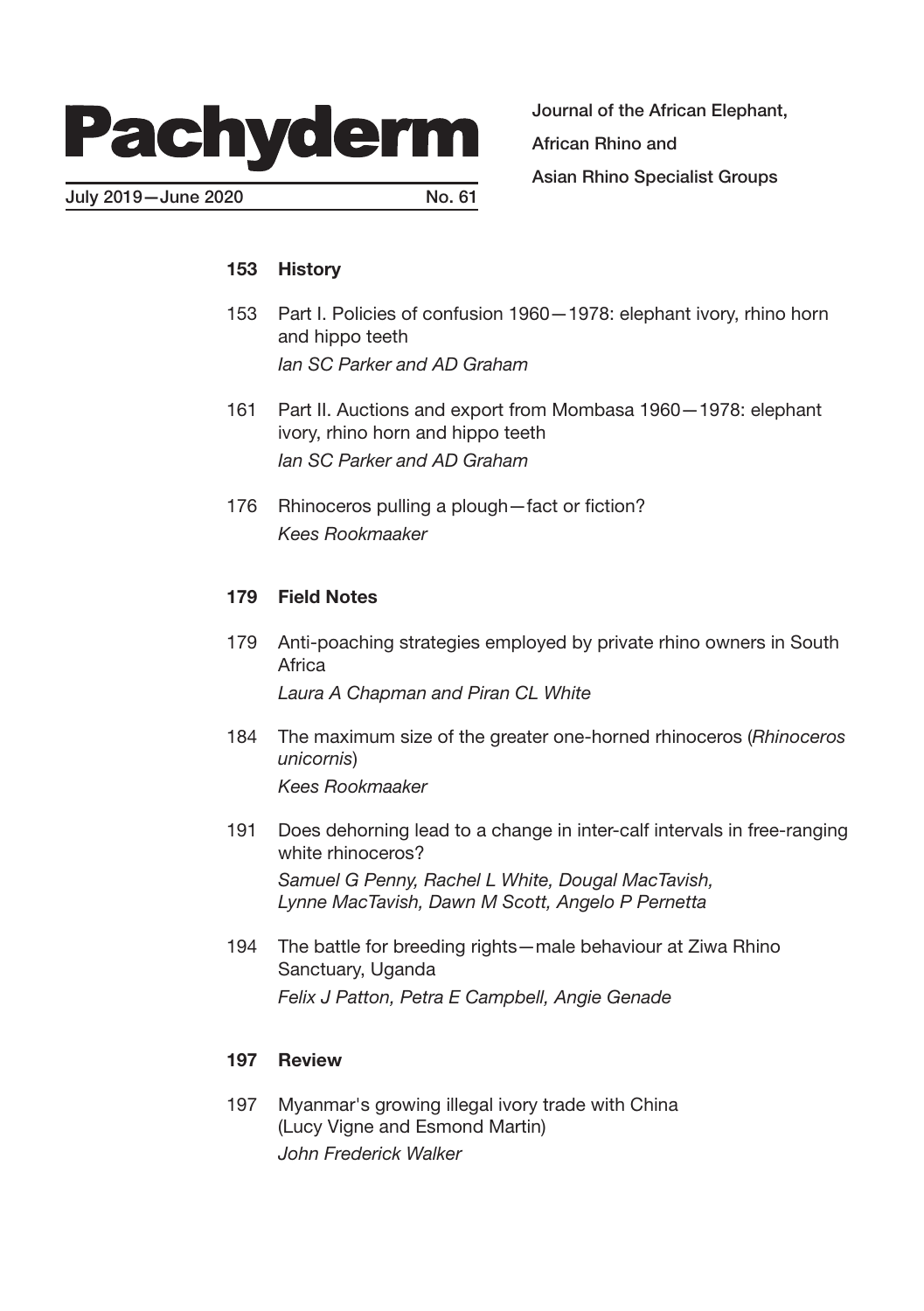# Pachyderm

July 2019—June 2020 No. 61

Journal of the African Elephant, African Rhino and Asian Rhino Specialist Groups

**153 History**

153 Part I. Policies of confusion 1960—1978: elephant ivory, rhino horn and hippo teeth
*Ian SC Parker and AD Graham*

161 Part II. Auctions and export from Mombasa 1960—1978: elephant ivory, rhino horn and hippo teeth
*Ian SC Parker and AD Graham*

176 Rhinoceros pulling a plough—fact or fiction?
*Kees Rookmaaker*

**179 Field Notes**

179 Anti-poaching strategies employed by private rhino owners in South Africa
*Laura A Chapman and Piran CL White*

184 The maximum size of the greater one-horned rhinoceros (*Rhinoceros unicornis*)
*Kees Rookmaaker*

191 Does dehorning lead to a change in inter-calf intervals in free-ranging white rhinoceros?
*Samuel G Penny, Rachel L White, Dougal MacTavish, Lynne MacTavish, Dawn M Scott, Angelo P Pernetta*

194 The battle for breeding rights—male behaviour at Ziwa Rhino Sanctuary, Uganda
*Felix J Patton, Petra E Campbell, Angie Genade*

**197 Review**

197 Myanmar's growing illegal ivory trade with China (Lucy Vigne and Esmond Martin)
*John Frederick Walker*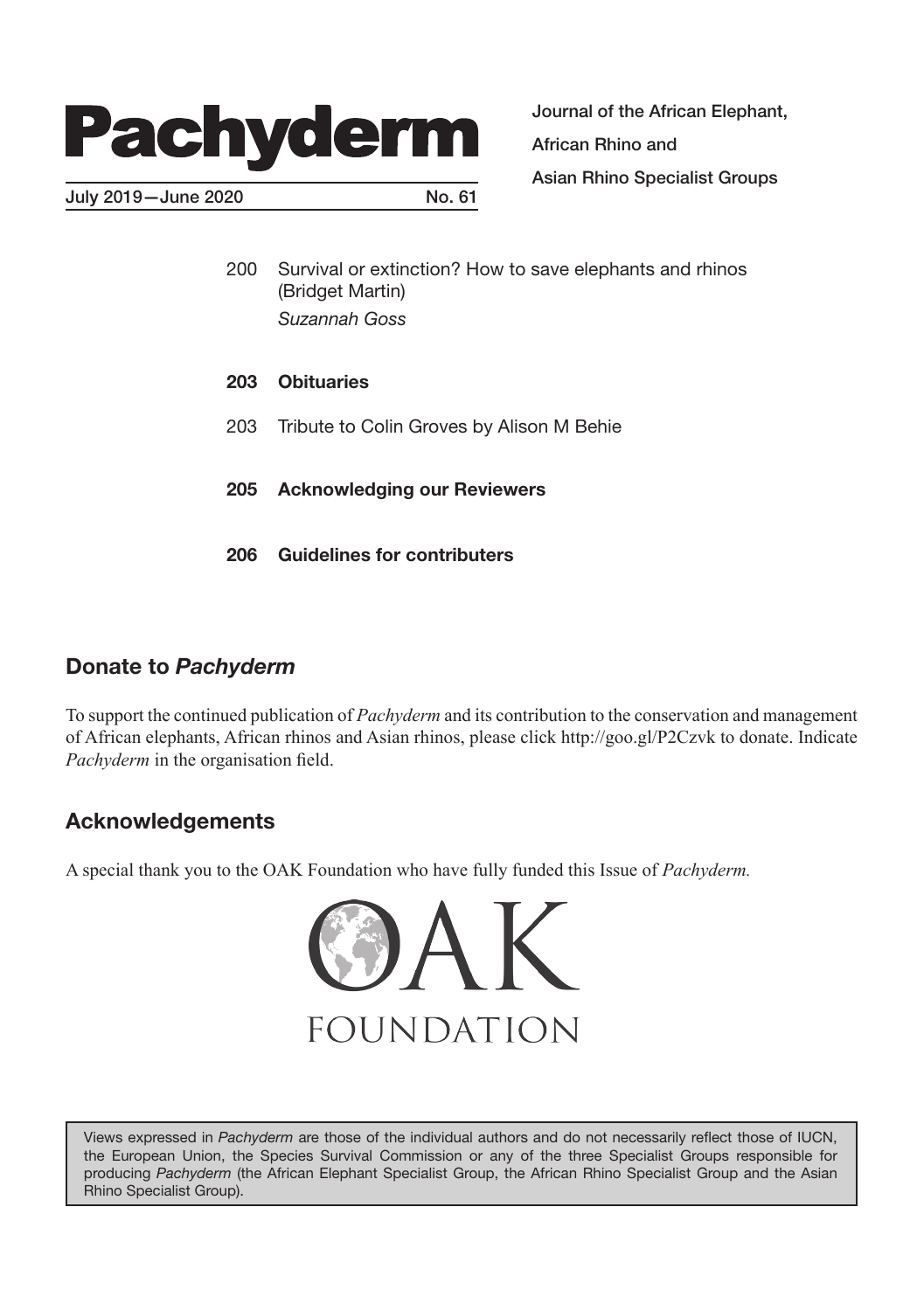# Pachyderm

July 2019—June 2020 No. 61

Journal of the African Elephant, African Rhino and Asian Rhino Specialist Groups

200 Survival or extinction? How to save elephants and rhinos (Bridget Martin)
*Suzannah Goss*

**203 Obituaries**

203 Tribute to Colin Groves by Alison M Behie

**205 Acknowledging our Reviewers**

**206 Guidelines for contributers**

## Donate to *Pachyderm*

To support the continued publication of *Pachyderm* and its contribution to the conservation and management of African elephants, African rhinos and Asian rhinos, please click http://goo.gl/P2Czvk to donate. Indicate *Pachyderm* in the organisation field.

## Acknowledgements

A special thank you to the OAK Foundation who have fully funded this Issue of *Pachyderm.*

OAK FOUNDATION

Views expressed in *Pachyderm* are those of the individual authors and do not necessarily reflect those of IUCN, the European Union, the Species Survival Commission or any of the three Specialist Groups responsible for producing *Pachyderm* (the African Elephant Specialist Group, the African Rhino Specialist Group and the Asian Rhino Specialist Group).